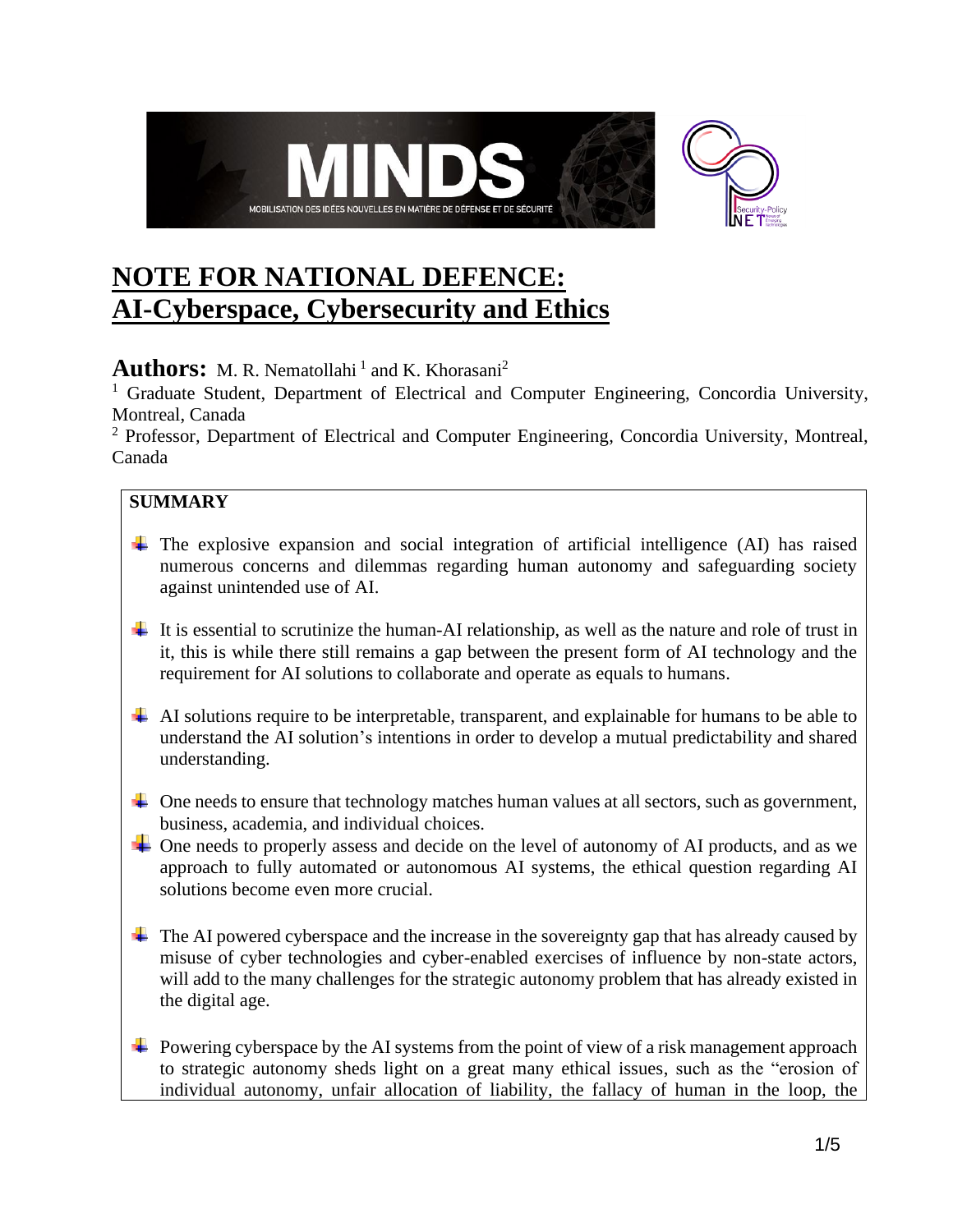# NOTE FOR NATIONAL DEFENCE: AI-Cyberspace, Cybersecurity and Ethics

**Authors:** M. R. Nematollahi [1] and K. Khorasani[2]

[1] Graduate Student, Department of Electrical and Computer Engineering, Concordia University, Montreal, Canada

[2] Professor, Department of Electrical and Computer Engineering, Concordia University, Montreal, Canada

## SUMMARY

- The explosive expansion and social integration of artificial intelligence (AI) has raised numerous concerns and dilemmas regarding human autonomy and safeguarding society against unintended use of AI.
- It is essential to scrutinize the human-AI relationship, as well as the nature and role of trust in it, this is while there still remains a gap between the present form of AI technology and the requirement for AI solutions to collaborate and operate as equals to humans.
- AI solutions require to be interpretable, transparent, and explainable for humans to be able to understand the AI solution's intentions in order to develop a mutual predictability and shared understanding.
- One needs to ensure that technology matches human values at all sectors, such as government, business, academia, and individual choices.
- One needs to properly assess and decide on the level of autonomy of AI products, and as we approach to fully automated or autonomous AI systems, the ethical question regarding AI solutions become even more crucial.
- The AI powered cyberspace and the increase in the sovereignty gap that has already caused by misuse of cyber technologies and cyber-enabled exercises of influence by non-state actors, will add to the many challenges for the strategic autonomy problem that has already existed in the digital age.
- Powering cyberspace by the AI systems from the point of view of a risk management approach to strategic autonomy sheds light on a great many ethical issues, such as the "erosion of individual autonomy, unfair allocation of liability, the fallacy of human in the loop, the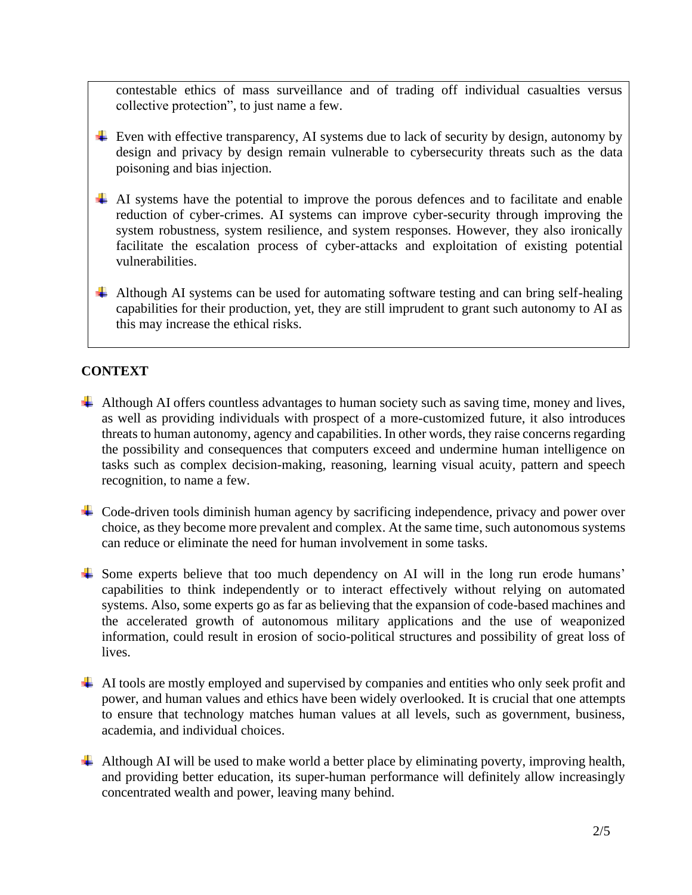contestable ethics of mass surveillance and of trading off individual casualties versus collective protection", to just name a few.

- Even with effective transparency, AI systems due to lack of security by design, autonomy by design and privacy by design remain vulnerable to cybersecurity threats such as the data poisoning and bias injection.

- AI systems have the potential to improve the porous defences and to facilitate and enable reduction of cyber-crimes. AI systems can improve cyber-security through improving the system robustness, system resilience, and system responses. However, they also ironically facilitate the escalation process of cyber-attacks and exploitation of existing potential vulnerabilities.

- Although AI systems can be used for automating software testing and can bring self-healing capabilities for their production, yet, they are still imprudent to grant such autonomy to AI as this may increase the ethical risks.

## CONTEXT

- Although AI offers countless advantages to human society such as saving time, money and lives, as well as providing individuals with prospect of a more-customized future, it also introduces threats to human autonomy, agency and capabilities. In other words, they raise concerns regarding the possibility and consequences that computers exceed and undermine human intelligence on tasks such as complex decision-making, reasoning, learning visual acuity, pattern and speech recognition, to name a few.

- Code-driven tools diminish human agency by sacrificing independence, privacy and power over choice, as they become more prevalent and complex. At the same time, such autonomous systems can reduce or eliminate the need for human involvement in some tasks.

- Some experts believe that too much dependency on AI will in the long run erode humans' capabilities to think independently or to interact effectively without relying on automated systems. Also, some experts go as far as believing that the expansion of code-based machines and the accelerated growth of autonomous military applications and the use of weaponized information, could result in erosion of socio-political structures and possibility of great loss of lives.

- AI tools are mostly employed and supervised by companies and entities who only seek profit and power, and human values and ethics have been widely overlooked. It is crucial that one attempts to ensure that technology matches human values at all levels, such as government, business, academia, and individual choices.

- Although AI will be used to make world a better place by eliminating poverty, improving health, and providing better education, its super-human performance will definitely allow increasingly concentrated wealth and power, leaving many behind.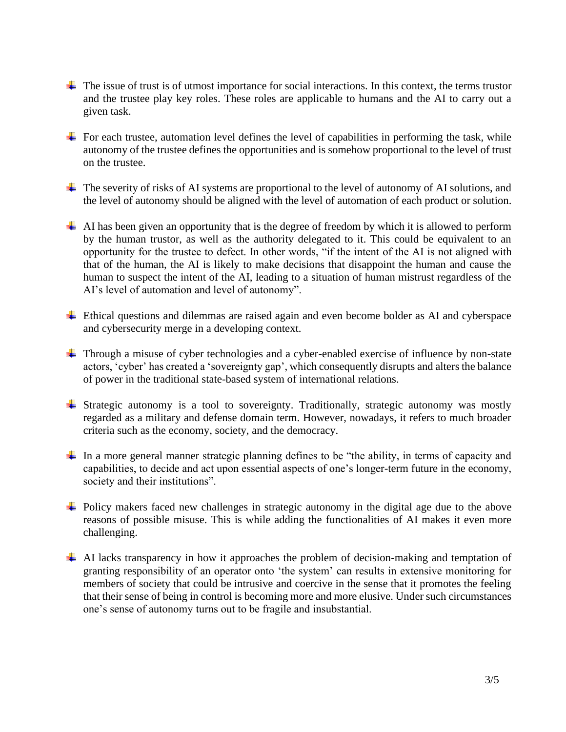- The issue of trust is of utmost importance for social interactions. In this context, the terms trustor and the trustee play key roles. These roles are applicable to humans and the AI to carry out a given task.

- For each trustee, automation level defines the level of capabilities in performing the task, while autonomy of the trustee defines the opportunities and is somehow proportional to the level of trust on the trustee.

- The severity of risks of AI systems are proportional to the level of autonomy of AI solutions, and the level of autonomy should be aligned with the level of automation of each product or solution.

- AI has been given an opportunity that is the degree of freedom by which it is allowed to perform by the human trustor, as well as the authority delegated to it. This could be equivalent to an opportunity for the trustee to defect. In other words, "if the intent of the AI is not aligned with that of the human, the AI is likely to make decisions that disappoint the human and cause the human to suspect the intent of the AI, leading to a situation of human mistrust regardless of the AI's level of automation and level of autonomy".

- Ethical questions and dilemmas are raised again and even become bolder as AI and cyberspace and cybersecurity merge in a developing context.

- Through a misuse of cyber technologies and a cyber-enabled exercise of influence by non-state actors, 'cyber' has created a 'sovereignty gap', which consequently disrupts and alters the balance of power in the traditional state-based system of international relations.

- Strategic autonomy is a tool to sovereignty. Traditionally, strategic autonomy was mostly regarded as a military and defense domain term. However, nowadays, it refers to much broader criteria such as the economy, society, and the democracy.

- In a more general manner strategic planning defines to be "the ability, in terms of capacity and capabilities, to decide and act upon essential aspects of one's longer-term future in the economy, society and their institutions".

- Policy makers faced new challenges in strategic autonomy in the digital age due to the above reasons of possible misuse. This is while adding the functionalities of AI makes it even more challenging.

- AI lacks transparency in how it approaches the problem of decision-making and temptation of granting responsibility of an operator onto 'the system' can results in extensive monitoring for members of society that could be intrusive and coercive in the sense that it promotes the feeling that their sense of being in control is becoming more and more elusive. Under such circumstances one's sense of autonomy turns out to be fragile and insubstantial.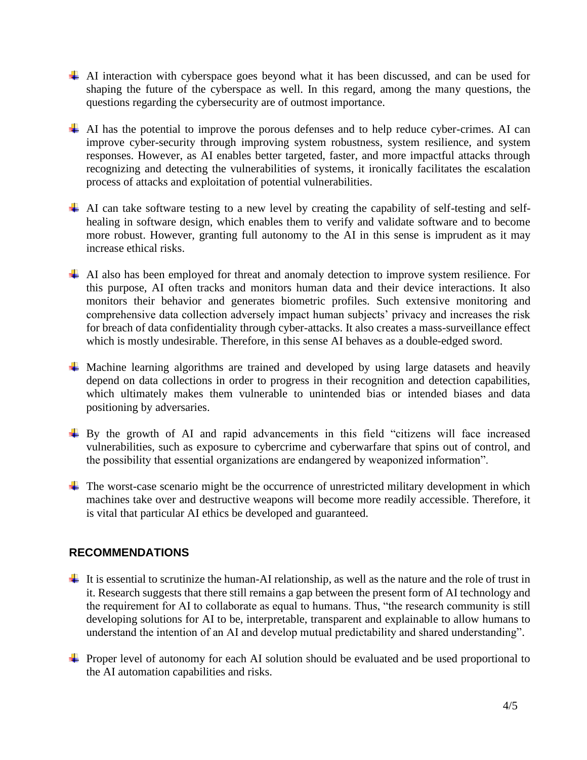- AI interaction with cyberspace goes beyond what it has been discussed, and can be used for shaping the future of the cyberspace as well. In this regard, among the many questions, the questions regarding the cybersecurity are of outmost importance.

- AI has the potential to improve the porous defenses and to help reduce cyber-crimes. AI can improve cyber-security through improving system robustness, system resilience, and system responses. However, as AI enables better targeted, faster, and more impactful attacks through recognizing and detecting the vulnerabilities of systems, it ironically facilitates the escalation process of attacks and exploitation of potential vulnerabilities.

- AI can take software testing to a new level by creating the capability of self-testing and self-healing in software design, which enables them to verify and validate software and to become more robust. However, granting full autonomy to the AI in this sense is imprudent as it may increase ethical risks.

- AI also has been employed for threat and anomaly detection to improve system resilience. For this purpose, AI often tracks and monitors human data and their device interactions. It also monitors their behavior and generates biometric profiles. Such extensive monitoring and comprehensive data collection adversely impact human subjects' privacy and increases the risk for breach of data confidentiality through cyber-attacks. It also creates a mass-surveillance effect which is mostly undesirable. Therefore, in this sense AI behaves as a double-edged sword.

- Machine learning algorithms are trained and developed by using large datasets and heavily depend on data collections in order to progress in their recognition and detection capabilities, which ultimately makes them vulnerable to unintended bias or intended biases and data positioning by adversaries.

- By the growth of AI and rapid advancements in this field "citizens will face increased vulnerabilities, such as exposure to cybercrime and cyberwarfare that spins out of control, and the possibility that essential organizations are endangered by weaponized information".

- The worst-case scenario might be the occurrence of unrestricted military development in which machines take over and destructive weapons will become more readily accessible. Therefore, it is vital that particular AI ethics be developed and guaranteed.

## RECOMMENDATIONS

- It is essential to scrutinize the human-AI relationship, as well as the nature and the role of trust in it. Research suggests that there still remains a gap between the present form of AI technology and the requirement for AI to collaborate as equal to humans. Thus, "the research community is still developing solutions for AI to be, interpretable, transparent and explainable to allow humans to understand the intention of an AI and develop mutual predictability and shared understanding".

- Proper level of autonomy for each AI solution should be evaluated and be used proportional to the AI automation capabilities and risks.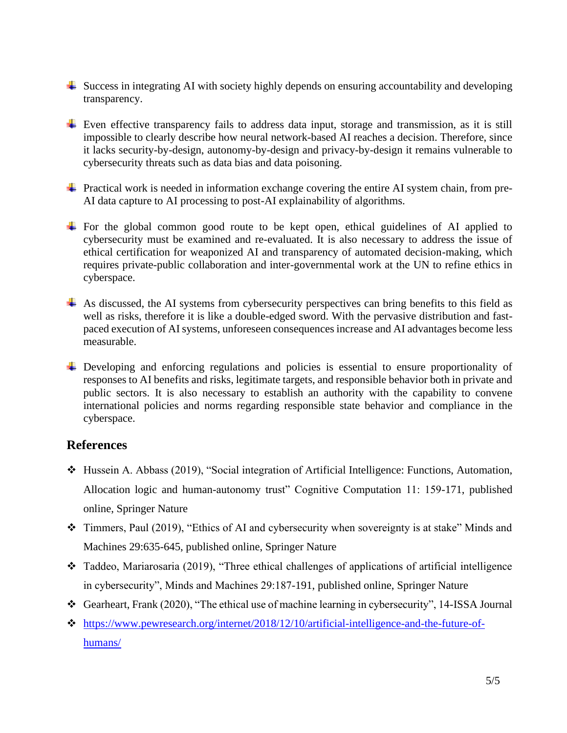- Success in integrating AI with society highly depends on ensuring accountability and developing transparency.

- Even effective transparency fails to address data input, storage and transmission, as it is still impossible to clearly describe how neural network-based AI reaches a decision. Therefore, since it lacks security-by-design, autonomy-by-design and privacy-by-design it remains vulnerable to cybersecurity threats such as data bias and data poisoning.

- Practical work is needed in information exchange covering the entire AI system chain, from pre-AI data capture to AI processing to post-AI explainability of algorithms.

- For the global common good route to be kept open, ethical guidelines of AI applied to cybersecurity must be examined and re-evaluated. It is also necessary to address the issue of ethical certification for weaponized AI and transparency of automated decision-making, which requires private-public collaboration and inter-governmental work at the UN to refine ethics in cyberspace.

- As discussed, the AI systems from cybersecurity perspectives can bring benefits to this field as well as risks, therefore it is like a double-edged sword. With the pervasive distribution and fast-paced execution of AI systems, unforeseen consequences increase and AI advantages become less measurable.

- Developing and enforcing regulations and policies is essential to ensure proportionality of responses to AI benefits and risks, legitimate targets, and responsible behavior both in private and public sectors. It is also necessary to establish an authority with the capability to convene international policies and norms regarding responsible state behavior and compliance in the cyberspace.

## References

- Hussein A. Abbass (2019), "Social integration of Artificial Intelligence: Functions, Automation, Allocation logic and human-autonomy trust" Cognitive Computation 11: 159-171, published online, Springer Nature
- Timmers, Paul (2019), "Ethics of AI and cybersecurity when sovereignty is at stake" Minds and Machines 29:635-645, published online, Springer Nature
- Taddeo, Mariarosaria (2019), "Three ethical challenges of applications of artificial intelligence in cybersecurity", Minds and Machines 29:187-191, published online, Springer Nature
- Gearheart, Frank (2020), "The ethical use of machine learning in cybersecurity", 14-ISSA Journal
- [https://www.pewresearch.org/internet/2018/12/10/artificial-intelligence-and-the-future-of-humans/](https://www.pewresearch.org/internet/2018/12/10/artificial-intelligence-and-the-future-of-humans/)